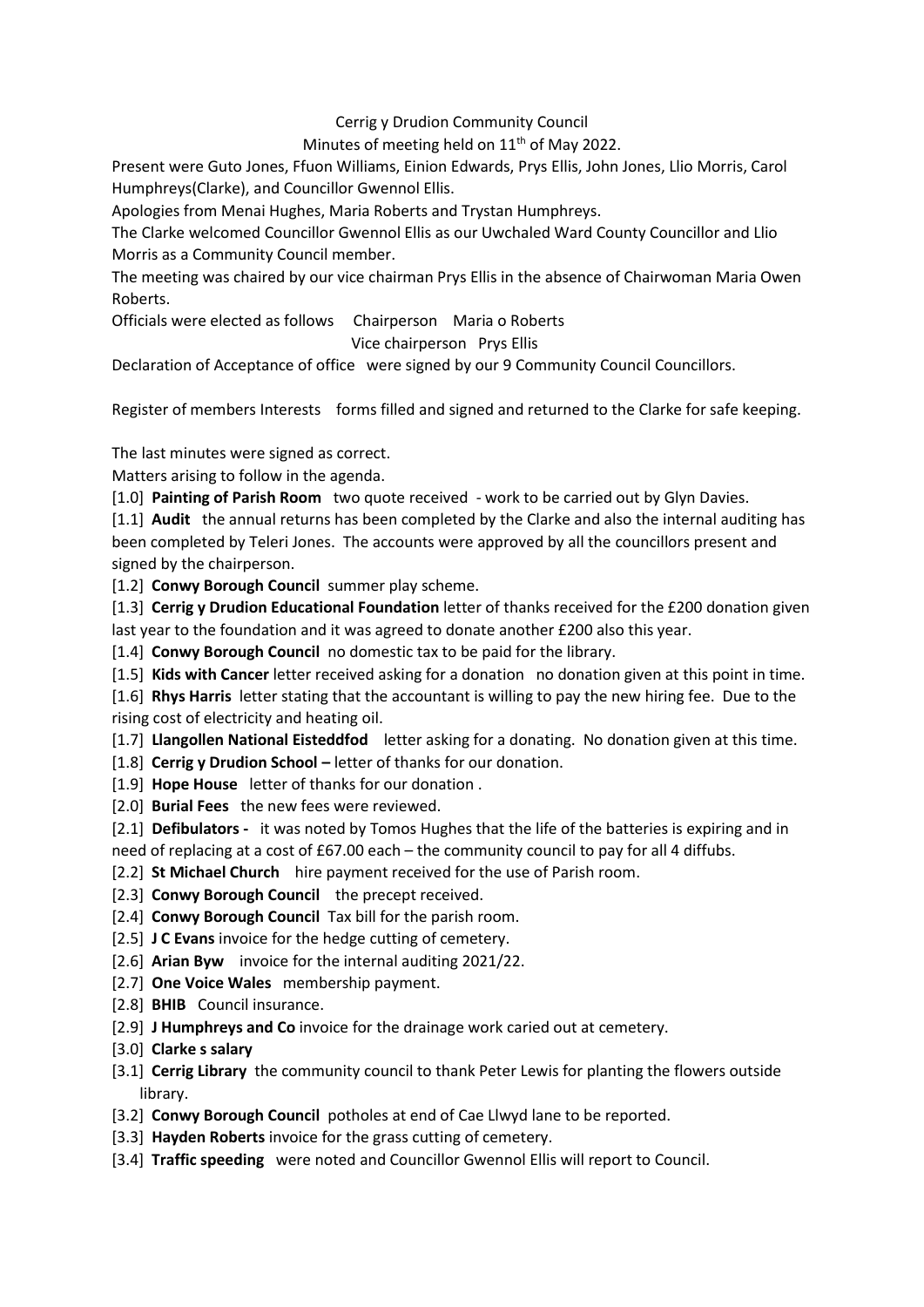Cerrig y Drudion Community Council

Minutes of meeting held on 11th of May 2022.

Present were Guto Jones, Ffuon Williams, Einion Edwards, Prys Ellis, John Jones, Llio Morris, Carol Humphreys(Clarke), and Councillor Gwennol Ellis.

Apologies from Menai Hughes, Maria Roberts and Trystan Humphreys.

The Clarke welcomed Councillor Gwennol Ellis as our Uwchaled Ward County Councillor and Llio Morris as a Community Council member.

The meeting was chaired by our vice chairman Prys Ellis in the absence of Chairwoman Maria Owen Roberts.

Officials were elected as follows Chairperson Maria o Roberts

Vice chairperson Prys Ellis

Declaration of Acceptance of office were signed by our 9 Community Council Councillors.

Register of members Interests forms filled and signed and returned to the Clarke for safe keeping.

The last minutes were signed as correct.

Matters arising to follow in the agenda.

[1.0] **Painting of Parish Room** two quote received - work to be carried out by Glyn Davies.

[1.1] **Audit** the annual returns has been completed by the Clarke and also the internal auditing has been completed by Teleri Jones. The accounts were approved by all the councillors present and signed by the chairperson.

[1.2] **Conwy Borough Council** summer play scheme.

[1.3] **Cerrig y Drudion Educational Foundation** letter of thanks received for the £200 donation given last year to the foundation and it was agreed to donate another £200 also this year.

[1.4] **Conwy Borough Council** no domestic tax to be paid for the library.

[1.5] **Kids with Cancer** letter received asking for a donation no donation given at this point in time.

[1.6] **Rhys Harris** letter stating that the accountant is willing to pay the new hiring fee. Due to the rising cost of electricity and heating oil.

[1.7] **Llangollen National Eisteddfod** letter asking for a donating. No donation given at this time.

[1.8] **Cerrig y Drudion School –** letter of thanks for our donation.

[1.9] **Hope House** letter of thanks for our donation .

[2.0] **Burial Fees** the new fees were reviewed.

[2.1] **Defibulators -** it was noted by Tomos Hughes that the life of the batteries is expiring and in need of replacing at a cost of £67.00 each – the community council to pay for all 4 diffubs.

[2.2] **St Michael Church** hire payment received for the use of Parish room.

[2.3] **Conwy Borough Council** the precept received.

[2.4] **Conwy Borough Council** Tax bill for the parish room.

[2.5] **J C Evans** invoice for the hedge cutting of cemetery.

[2.6] **Arian Byw** invoice for the internal auditing 2021/22.

[2.7] **One Voice Wales** membership payment.

[2.8] **BHIB** Council insurance.

[2.9] **J Humphreys and Co** invoice for the drainage work caried out at cemetery.

[3.0] **Clarke s salary**

[3.1] **Cerrig Library** the community council to thank Peter Lewis for planting the flowers outside library.

[3.2] **Conwy Borough Council** potholes at end of Cae Llwyd lane to be reported.

[3.3] **Hayden Roberts** invoice for the grass cutting of cemetery.

[3.4] **Traffic speeding** were noted and Councillor Gwennol Ellis will report to Council.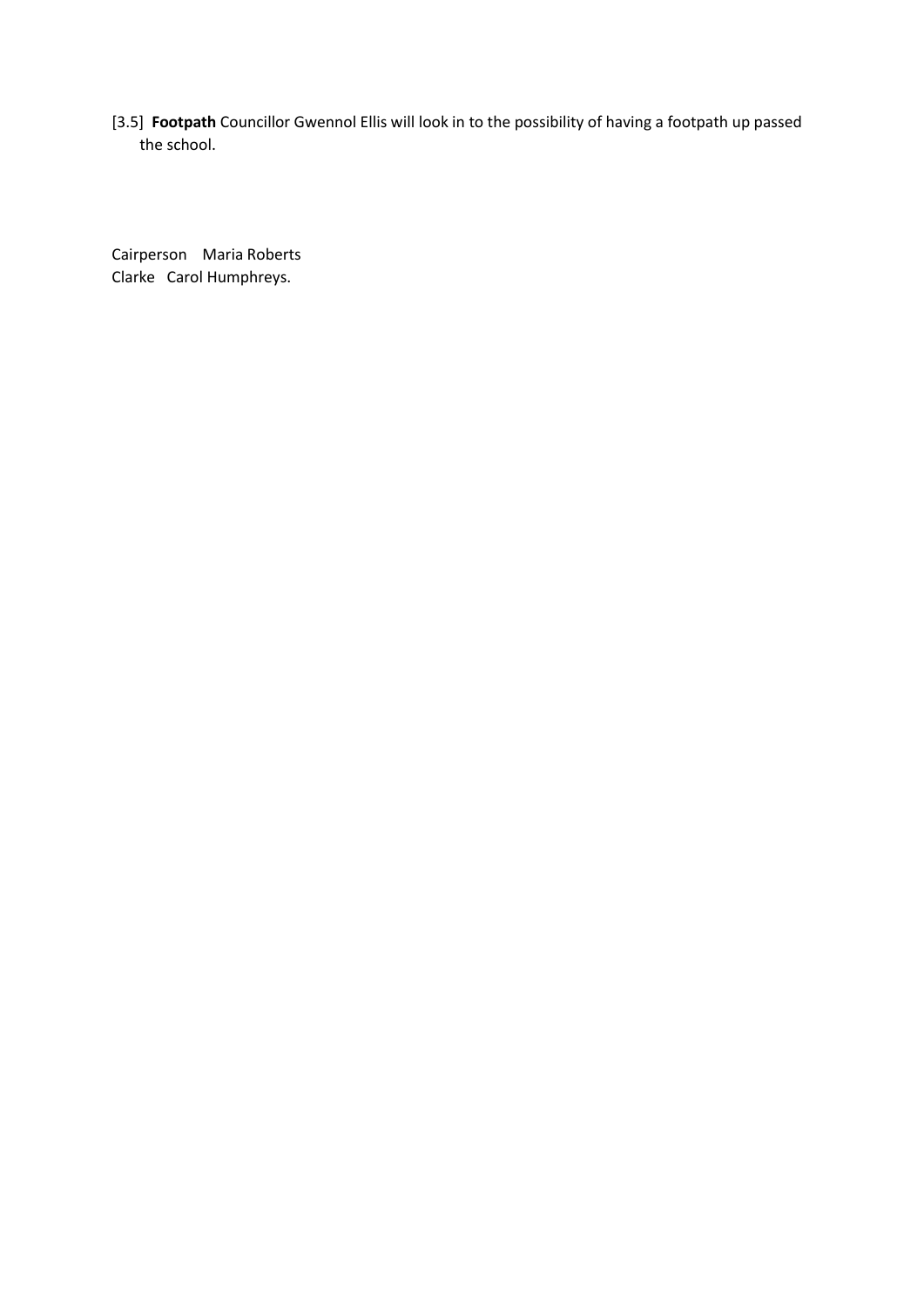[3.5] **Footpath** Councillor Gwennol Ellis will look in to the possibility of having a footpath up passed the school.

Cairperson Maria Roberts
Clarke Carol Humphreys.